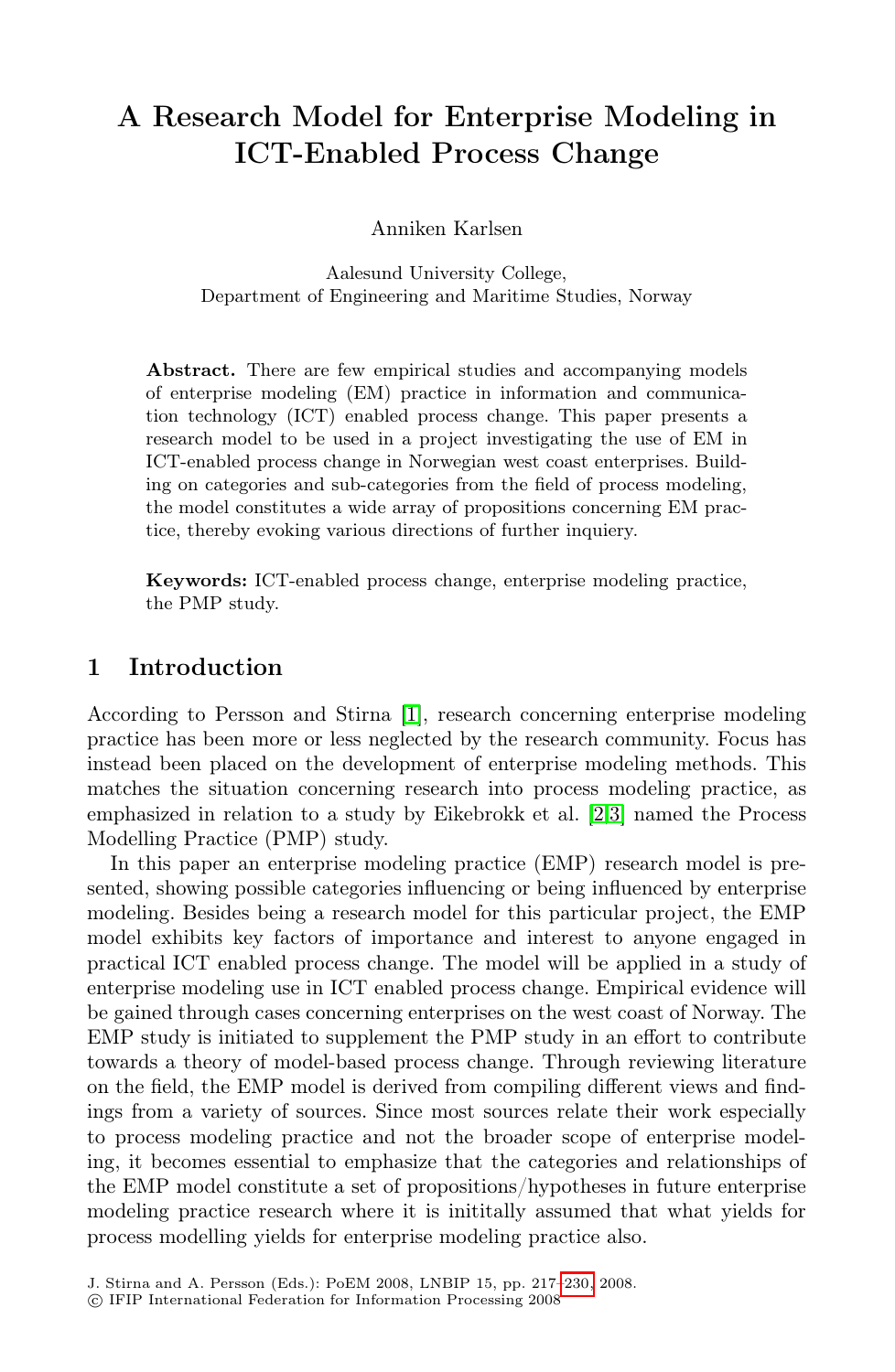# A Research Model for Enterprise Modeling in ICT-Enabled Process Change

Anniken Karlsen

Aalesund University College,
Department of Engineering and Maritime Studies, Norway

**Abstract.** There are few empirical studies and accompanying models of enterprise modeling (EM) practice in information and communication technology (ICT) enabled process change. This paper presents a research model to be used in a project investigating the use of EM in ICT-enabled process change in Norwegian west coast enterprises. Building on categories and sub-categories from the field of process modeling, the model constitutes a wide array of propositions concerning EM practice, thereby evoking various directions of further inquiery.

**Keywords:** ICT-enabled process change, enterprise modeling practice, the PMP study.

## 1 Introduction

According to Persson and Stirna [1], research concerning enterprise modeling practice has been more or less neglected by the research community. Focus has instead been placed on the development of enterprise modeling methods. This matches the situation concerning research into process modeling practice, as emphasized in relation to a study by Eikebrokk et al. [2,3] named the Process Modelling Practice (PMP) study.

In this paper an enterprise modeling practice (EMP) research model is presented, showing possible categories influencing or being influenced by enterprise modeling. Besides being a research model for this particular project, the EMP model exhibits key factors of importance and interest to anyone engaged in practical ICT enabled process change. The model will be applied in a study of enterprise modeling use in ICT enabled process change. Empirical evidence will be gained through cases concerning enterprises on the west coast of Norway. The EMP study is initiated to supplement the PMP study in an effort to contribute towards a theory of model-based process change. Through reviewing literature on the field, the EMP model is derived from compiling different views and findings from a variety of sources. Since most sources relate their work especially to process modeling practice and not the broader scope of enterprise modeling, it becomes essential to emphasize that the categories and relationships of the EMP model constitute a set of propositions/hypotheses in future enterprise modeling practice research where it is initially assumed that what yields for process modelling yields for enterprise modeling practice also.

J. Stirna and A. Persson (Eds.): PoEM 2008, LNBIP 15, pp. 217–230, 2008.
© IFIP International Federation for Information Processing 2008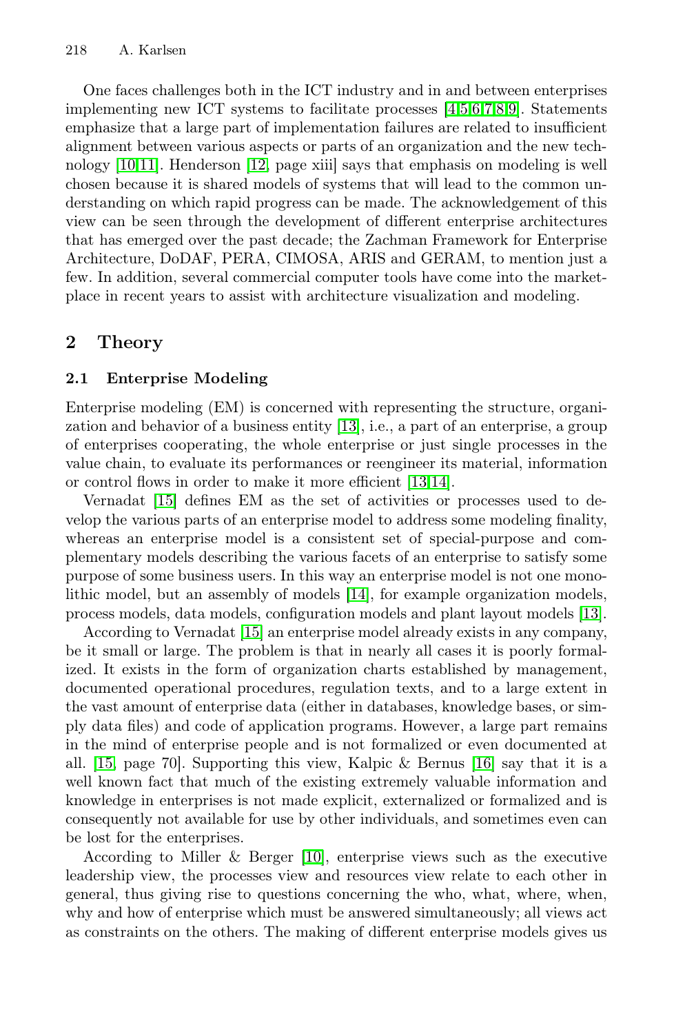One faces challenges both in the ICT industry and in and between enterprises implementing new ICT systems to facilitate processes [4,5,6,7,8,9]. Statements emphasize that a large part of implementation failures are related to insufficient alignment between various aspects or parts of an organization and the new technology [10,11]. Henderson [12, page xiii] says that emphasis on modeling is well chosen because it is shared models of systems that will lead to the common understanding on which rapid progress can be made. The acknowledgement of this view can be seen through the development of different enterprise architectures that has emerged over the past decade; the Zachman Framework for Enterprise Architecture, DoDAF, PERA, CIMOSA, ARIS and GERAM, to mention just a few. In addition, several commercial computer tools have come into the marketplace in recent years to assist with architecture visualization and modeling.

## 2 Theory

### 2.1 Enterprise Modeling

Enterprise modeling (EM) is concerned with representing the structure, organization and behavior of a business entity [13], i.e., a part of an enterprise, a group of enterprises cooperating, the whole enterprise or just single processes in the value chain, to evaluate its performances or reengineer its material, information or control flows in order to make it more efficient [13,14].

Vernadat [15] defines EM as the set of activities or processes used to develop the various parts of an enterprise model to address some modeling finality, whereas an enterprise model is a consistent set of special-purpose and complementary models describing the various facets of an enterprise to satisfy some purpose of some business users. In this way an enterprise model is not one monolithic model, but an assembly of models [14], for example organization models, process models, data models, configuration models and plant layout models [13].

According to Vernadat [15] an enterprise model already exists in any company, be it small or large. The problem is that in nearly all cases it is poorly formalized. It exists in the form of organization charts established by management, documented operational procedures, regulation texts, and to a large extent in the vast amount of enterprise data (either in databases, knowledge bases, or simply data files) and code of application programs. However, a large part remains in the mind of enterprise people and is not formalized or even documented at all. [15, page 70]. Supporting this view, Kalpic & Bernus [16] say that it is a well known fact that much of the existing extremely valuable information and knowledge in enterprises is not made explicit, externalized or formalized and is consequently not available for use by other individuals, and sometimes even can be lost for the enterprises.

According to Miller & Berger [10], enterprise views such as the executive leadership view, the processes view and resources view relate to each other in general, thus giving rise to questions concerning the who, what, where, when, why and how of enterprise which must be answered simultaneously; all views act as constraints on the others. The making of different enterprise models gives us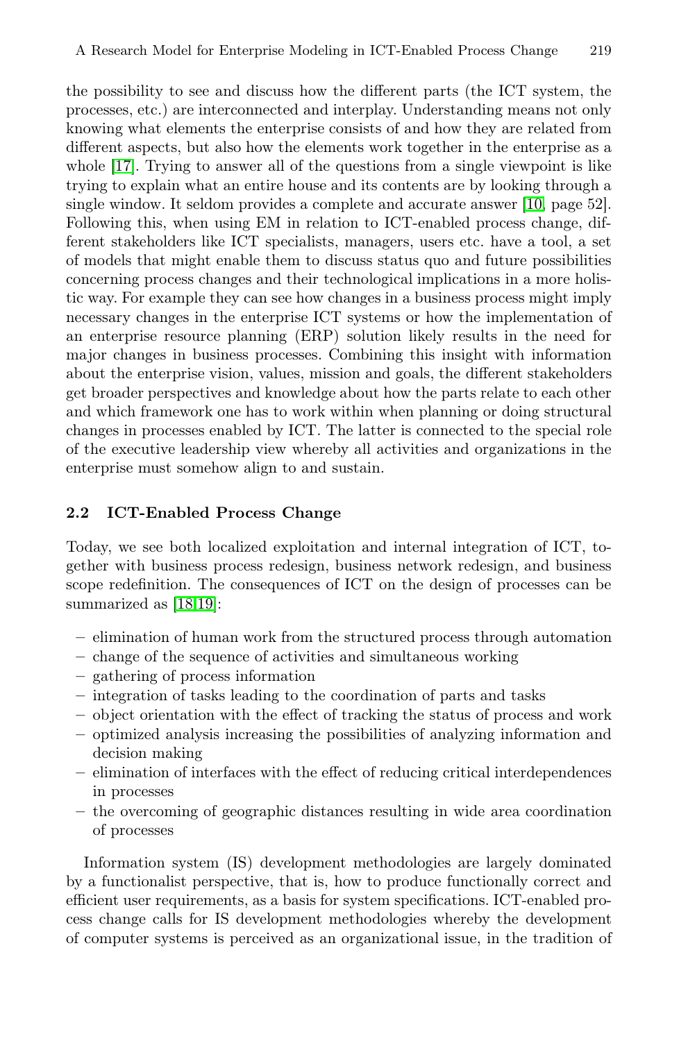the possibility to see and discuss how the different parts (the ICT system, the processes, etc.) are interconnected and interplay. Understanding means not only knowing what elements the enterprise consists of and how they are related from different aspects, but also how the elements work together in the enterprise as a whole [17]. Trying to answer all of the questions from a single viewpoint is like trying to explain what an entire house and its contents are by looking through a single window. It seldom provides a complete and accurate answer [10, page 52]. Following this, when using EM in relation to ICT-enabled process change, different stakeholders like ICT specialists, managers, users etc. have a tool, a set of models that might enable them to discuss status quo and future possibilities concerning process changes and their technological implications in a more holistic way. For example they can see how changes in a business process might imply necessary changes in the enterprise ICT systems or how the implementation of an enterprise resource planning (ERP) solution likely results in the need for major changes in business processes. Combining this insight with information about the enterprise vision, values, mission and goals, the different stakeholders get broader perspectives and knowledge about how the parts relate to each other and which framework one has to work within when planning or doing structural changes in processes enabled by ICT. The latter is connected to the special role of the executive leadership view whereby all activities and organizations in the enterprise must somehow align to and sustain.

## 2.2 ICT-Enabled Process Change

Today, we see both localized exploitation and internal integration of ICT, together with business process redesign, business network redesign, and business scope redefinition. The consequences of ICT on the design of processes can be summarized as [18,19]:

- elimination of human work from the structured process through automation
- change of the sequence of activities and simultaneous working
- gathering of process information
- integration of tasks leading to the coordination of parts and tasks
- object orientation with the effect of tracking the status of process and work
- optimized analysis increasing the possibilities of analyzing information and decision making
- elimination of interfaces with the effect of reducing critical interdependences in processes
- the overcoming of geographic distances resulting in wide area coordination of processes

Information system (IS) development methodologies are largely dominated by a functionalist perspective, that is, how to produce functionally correct and efficient user requirements, as a basis for system specifications. ICT-enabled process change calls for IS development methodologies whereby the development of computer systems is perceived as an organizational issue, in the tradition of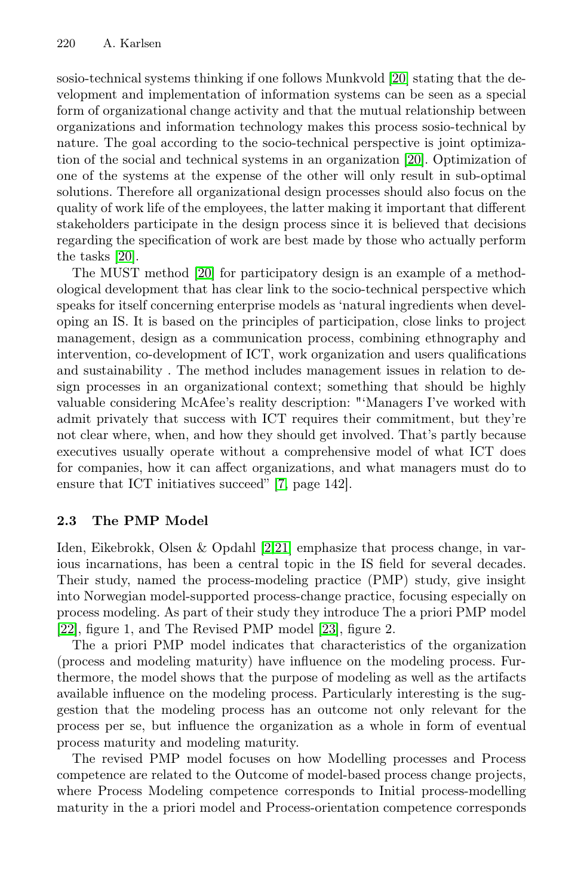sosio-technical systems thinking if one follows Munkvold [20] stating that the development and implementation of information systems can be seen as a special form of organizational change activity and that the mutual relationship between organizations and information technology makes this process sosio-technical by nature. The goal according to the socio-technical perspective is joint optimization of the social and technical systems in an organization [20]. Optimization of one of the systems at the expense of the other will only result in sub-optimal solutions. Therefore all organizational design processes should also focus on the quality of work life of the employees, the latter making it important that different stakeholders participate in the design process since it is believed that decisions regarding the specification of work are best made by those who actually perform the tasks [20].

The MUST method [20] for participatory design is an example of a methodological development that has clear link to the socio-technical perspective which speaks for itself concerning enterprise models as 'natural ingredients when developing an IS. It is based on the principles of participation, close links to project management, design as a communication process, combining ethnography and intervention, co-development of ICT, work organization and users qualifications and sustainability . The method includes management issues in relation to design processes in an organizational context; something that should be highly valuable considering McAfee's reality description: "'Managers I've worked with admit privately that success with ICT requires their commitment, but they're not clear where, when, and how they should get involved. That's partly because executives usually operate without a comprehensive model of what ICT does for companies, how it can affect organizations, and what managers must do to ensure that ICT initiatives succeed" [7, page 142].

### 2.3 The PMP Model

Iden, Eikebrokk, Olsen & Opdahl [2,21] emphasize that process change, in various incarnations, has been a central topic in the IS field for several decades. Their study, named the process-modeling practice (PMP) study, give insight into Norwegian model-supported process-change practice, focusing especially on process modeling. As part of their study they introduce The a priori PMP model [22], figure 1, and The Revised PMP model [23], figure 2.

The a priori PMP model indicates that characteristics of the organization (process and modeling maturity) have influence on the modeling process. Furthermore, the model shows that the purpose of modeling as well as the artifacts available influence on the modeling process. Particularly interesting is the suggestion that the modeling process has an outcome not only relevant for the process per se, but influence the organization as a whole in form of eventual process maturity and modeling maturity.

The revised PMP model focuses on how Modelling processes and Process competence are related to the Outcome of model-based process change projects, where Process Modeling competence corresponds to Initial process-modelling maturity in the a priori model and Process-orientation competence corresponds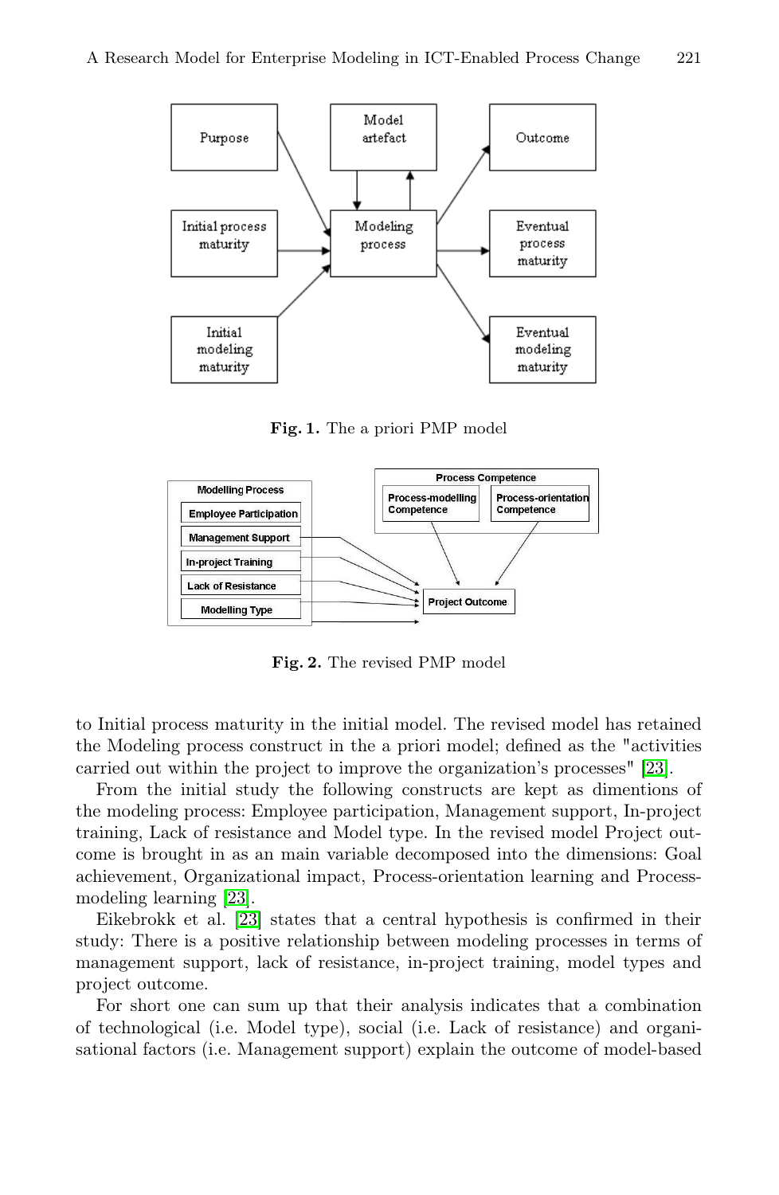Fig. 1. The a priori PMP model

Fig. 2. The revised PMP model

to Initial process maturity in the initial model. The revised model has retained the Modeling process construct in the a priori model; defined as the "activities carried out within the project to improve the organization's processes" [23].

From the initial study the following constructs are kept as dimentions of the modeling process: Employee participation, Management support, In-project training, Lack of resistance and Model type. In the revised model Project outcome is brought in as an main variable decomposed into the dimensions: Goal achievement, Organizational impact, Process-orientation learning and Process-modeling learning [23].

Eikebrokk et al. [23] states that a central hypothesis is confirmed in their study: There is a positive relationship between modeling processes in terms of management support, lack of resistance, in-project training, model types and project outcome.

For short one can sum up that their analysis indicates that a combination of technological (i.e. Model type), social (i.e. Lack of resistance) and organisational factors (i.e. Management support) explain the outcome of model-based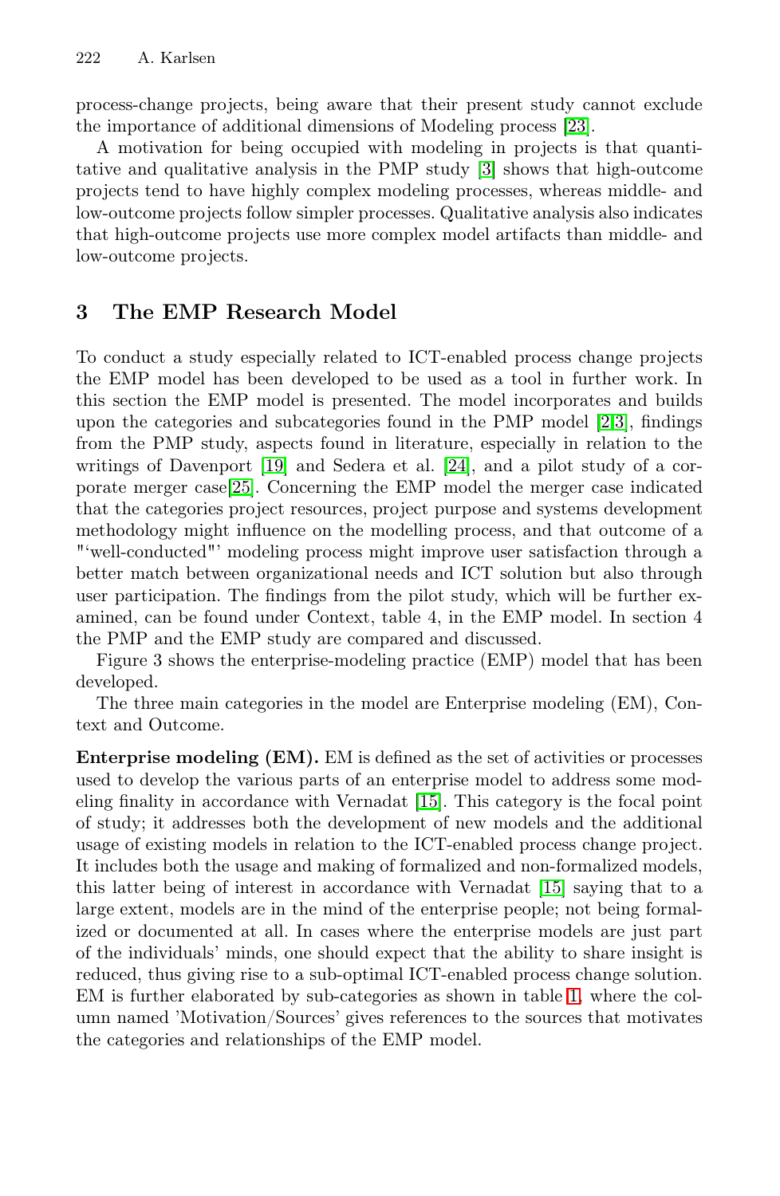process-change projects, being aware that their present study cannot exclude the importance of additional dimensions of Modeling process [23].

A motivation for being occupied with modeling in projects is that quantitative and qualitative analysis in the PMP study [3] shows that high-outcome projects tend to have highly complex modeling processes, whereas middle- and low-outcome projects follow simpler processes. Qualitative analysis also indicates that high-outcome projects use more complex model artifacts than middle- and low-outcome projects.

## 3 The EMP Research Model

To conduct a study especially related to ICT-enabled process change projects the EMP model has been developed to be used as a tool in further work. In this section the EMP model is presented. The model incorporates and builds upon the categories and subcategories found in the PMP model [2,3], findings from the PMP study, aspects found in literature, especially in relation to the writings of Davenport [19] and Sedera et al. [24], and a pilot study of a corporate merger case[25]. Concerning the EMP model the merger case indicated that the categories project resources, project purpose and systems development methodology might influence on the modelling process, and that outcome of a "'well-conducted"' modeling process might improve user satisfaction through a better match between organizational needs and ICT solution but also through user participation. The findings from the pilot study, which will be further examined, can be found under Context, table 4, in the EMP model. In section 4 the PMP and the EMP study are compared and discussed.

Figure 3 shows the enterprise-modeling practice (EMP) model that has been developed.

The three main categories in the model are Enterprise modeling (EM), Context and Outcome.

**Enterprise modeling (EM).** EM is defined as the set of activities or processes used to develop the various parts of an enterprise model to address some modeling finality in accordance with Vernadat [15]. This category is the focal point of study; it addresses both the development of new models and the additional usage of existing models in relation to the ICT-enabled process change project. It includes both the usage and making of formalized and non-formalized models, this latter being of interest in accordance with Vernadat [15] saying that to a large extent, models are in the mind of the enterprise people; not being formalized or documented at all. In cases where the enterprise models are just part of the individuals' minds, one should expect that the ability to share insight is reduced, thus giving rise to a sub-optimal ICT-enabled process change solution. EM is further elaborated by sub-categories as shown in table 1, where the column named 'Motivation/Sources' gives references to the sources that motivates the categories and relationships of the EMP model.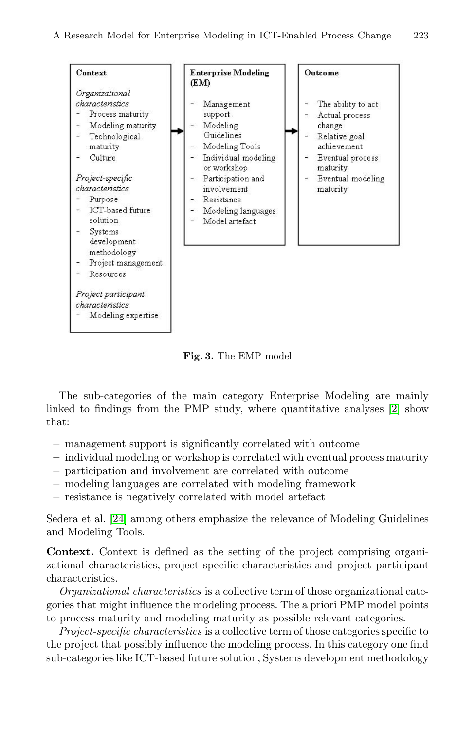**Context**

*Organizational characteristics*
- Process maturity
- Modeling maturity
- Technological maturity
- Culture

*Project-specific characteristics*
- Purpose
- ICT-based future solution
- Systems development methodology
- Project management
- Resources

*Project participant characteristics*
- Modeling expertise

→

**Enterprise Modeling (EM)**
- Management support
- Modeling Guidelines
- Modeling Tools
- Individual modeling or workshop
- Participation and involvement
- Resistance
- Modeling languages
- Model artefact

→

**Outcome**
- The ability to act
- Actual process change
- Relative goal achievement
- Eventual process maturity
- Eventual modeling maturity

**Fig. 3.** The EMP model

The sub-categories of the main category Enterprise Modeling are mainly linked to findings from the PMP study, where quantitative analyses [2] show that:

- management support is significantly correlated with outcome
- individual modeling or workshop is correlated with eventual process maturity
- participation and involvement are correlated with outcome
- modeling languages are correlated with modeling framework
- resistance is negatively correlated with model artefact

Sedera et al. [24] among others emphasize the relevance of Modeling Guidelines and Modeling Tools.

**Context.** Context is defined as the setting of the project comprising organizational characteristics, project specific characteristics and project participant characteristics.

*Organizational characteristics* is a collective term of those organizational categories that might influence the modeling process. The a priori PMP model points to process maturity and modeling maturity as possible relevant categories.

*Project-specific characteristics* is a collective term of those categories specific to the project that possibly influence the modeling process. In this category one find sub-categories like ICT-based future solution, Systems development methodology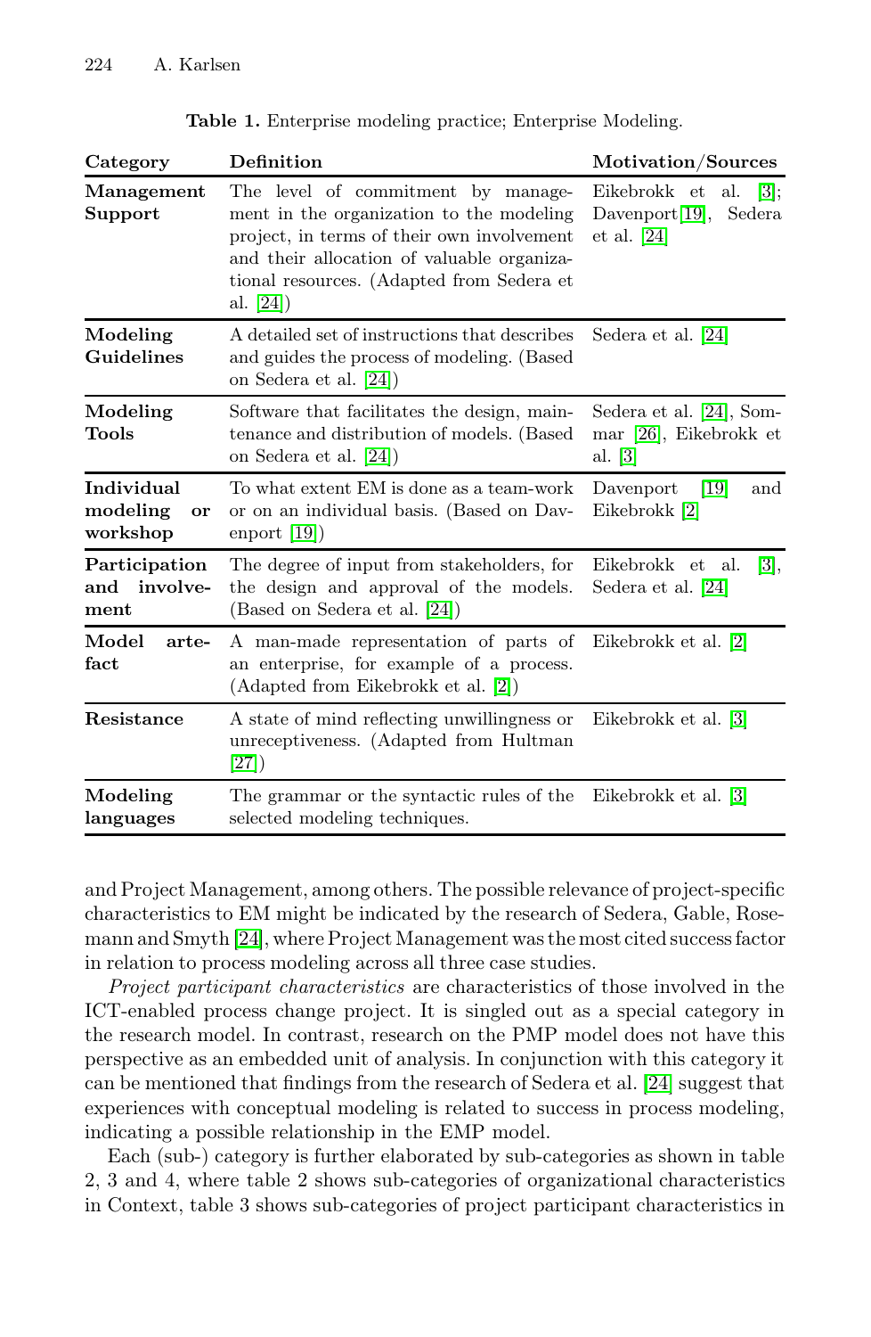**Table 1.** Enterprise modeling practice; Enterprise Modeling.

| Category | Definition | Motivation/Sources |
|---|---|---|
| **Management Support** | The level of commitment by management in the organization to the modeling project, in terms of their own involvement and their allocation of valuable organizational resources. (Adapted from Sedera et al. [24]) | Eikebrokk et al. [3]; Davenport[19], Sedera et al. [24] |
| **Modeling Guidelines** | A detailed set of instructions that describes and guides the process of modeling. (Based on Sedera et al. [24]) | Sedera et al. [24] |
| **Modeling Tools** | Software that facilitates the design, maintenance and distribution of models. (Based on Sedera et al. [24]) | Sedera et al. [24], Sommar [26], Eikebrokk et al. [3] |
| **Individual modeling or workshop** | To what extent EM is done as a team-work or on an individual basis. (Based on Davenport [19]) | Davenport [19] and Eikebrokk [2] |
| **Participation and involvement** | The degree of input from stakeholders, for the design and approval of the models. (Based on Sedera et al. [24]) | Eikebrokk et al. [3], Sedera et al. [24] |
| **Model artefact** | A man-made representation of parts of an enterprise, for example of a process. (Adapted from Eikebrokk et al. [2]) | Eikebrokk et al. [2] |
| **Resistance** | A state of mind reflecting unwillingness or unreceptiveness. (Adapted from Hultman [27]) | Eikebrokk et al. [3] |
| **Modeling languages** | The grammar or the syntactic rules of the selected modeling techniques. | Eikebrokk et al. [3] |

and Project Management, among others. The possible relevance of project-specific characteristics to EM might be indicated by the research of Sedera, Gable, Rosemann and Smyth [24], where Project Management was the most cited success factor in relation to process modeling across all three case studies.

*Project participant characteristics* are characteristics of those involved in the ICT-enabled process change project. It is singled out as a special category in the research model. In contrast, research on the PMP model does not have this perspective as an embedded unit of analysis. In conjunction with this category it can be mentioned that findings from the research of Sedera et al. [24] suggest that experiences with conceptual modeling is related to success in process modeling, indicating a possible relationship in the EMP model.

Each (sub-) category is further elaborated by sub-categories as shown in table 2, 3 and 4, where table 2 shows sub-categories of organizational characteristics in Context, table 3 shows sub-categories of project participant characteristics in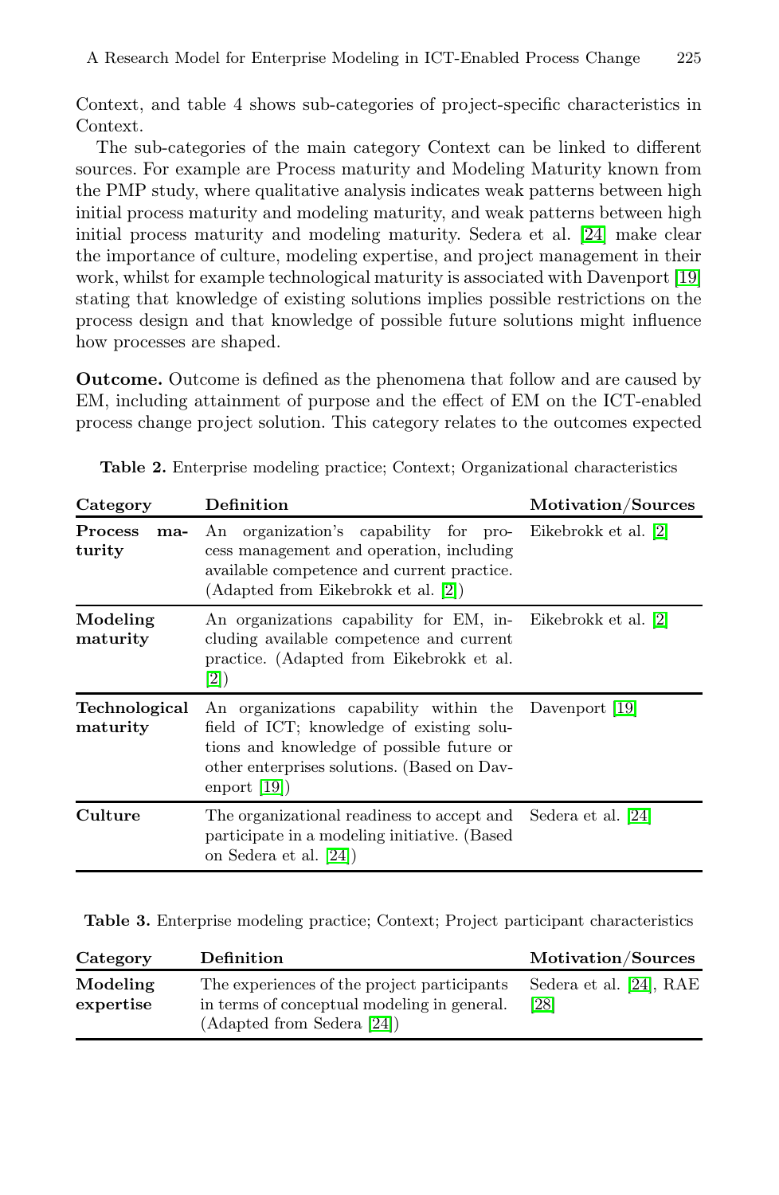Context, and table 4 shows sub-categories of project-specific characteristics in Context.

The sub-categories of the main category Context can be linked to different sources. For example are Process maturity and Modeling Maturity known from the PMP study, where qualitative analysis indicates weak patterns between high initial process maturity and modeling maturity, and weak patterns between high initial process maturity and modeling maturity. Sedera et al. [24] make clear the importance of culture, modeling expertise, and project management in their work, whilst for example technological maturity is associated with Davenport [19] stating that knowledge of existing solutions implies possible restrictions on the process design and that knowledge of possible future solutions might influence how processes are shaped.

**Outcome.** Outcome is defined as the phenomena that follow and are caused by EM, including attainment of purpose and the effect of EM on the ICT-enabled process change project solution. This category relates to the outcomes expected

**Table 2.** Enterprise modeling practice; Context; Organizational characteristics

| Category | Definition | Motivation/Sources |
|---|---|---|
| **Process maturity** | An organization's capability for process management and operation, including available competence and current practice. (Adapted from Eikebrokk et al. [2]) | Eikebrokk et al. [2] |
| **Modeling maturity** | An organizations capability for EM, including available competence and current practice. (Adapted from Eikebrokk et al. [2]) | Eikebrokk et al. [2] |
| **Technological maturity** | An organizations capability within the field of ICT; knowledge of existing solutions and knowledge of possible future or other enterprises solutions. (Based on Davenport [19]) | Davenport [19] |
| **Culture** | The organizational readiness to accept and participate in a modeling initiative. (Based on Sedera et al. [24]) | Sedera et al. [24] |

**Table 3.** Enterprise modeling practice; Context; Project participant characteristics

| Category | Definition | Motivation/Sources |
|---|---|---|
| **Modeling expertise** | The experiences of the project participants in terms of conceptual modeling in general. (Adapted from Sedera [24]) | Sedera et al. [24], RAE [28] |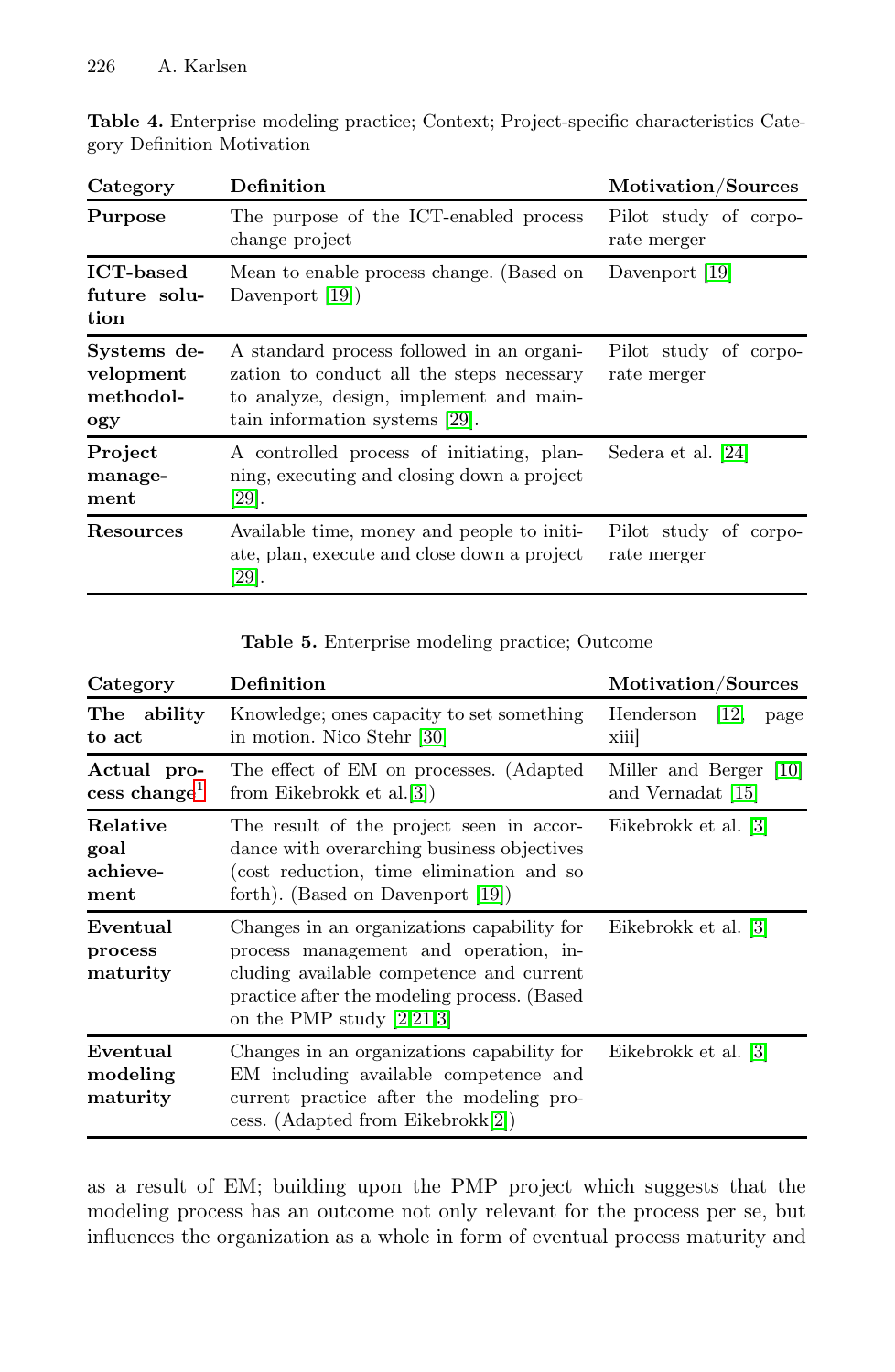**Table 4.** Enterprise modeling practice; Context; Project-specific characteristics Category Definition Motivation

| Category | Definition | Motivation/Sources |
|---|---|---|
| **Purpose** | The purpose of the ICT-enabled process change project | Pilot study of corporate merger |
| **ICT-based future solution** | Mean to enable process change. (Based on Davenport [19]) | Davenport [19] |
| **Systems development methodology** | A standard process followed in an organization to conduct all the steps necessary to analyze, design, implement and maintain information systems [29]. | Pilot study of corporate merger |
| **Project management** | A controlled process of initiating, planning, executing and closing down a project [29]. | Sedera et al. [24] |
| **Resources** | Available time, money and people to initiate, plan, execute and close down a project [29]. | Pilot study of corporate merger |

**Table 5.** Enterprise modeling practice; Outcome

| Category | Definition | Motivation/Sources |
|---|---|---|
| **The ability to act** | Knowledge; ones capacity to set something in motion. Nico Stehr [30] | Henderson [12], page xiii] |
| **Actual process change**[1] | The effect of EM on processes. (Adapted from Eikebrokk et al.[3]) | Miller and Berger [10] and Vernadat [15] |
| **Relative goal achievement** | The result of the project seen in accordance with overarching business objectives (cost reduction, time elimination and so forth). (Based on Davenport [19]) | Eikebrokk et al. [3] |
| **Eventual process maturity** | Changes in an organizations capability for process management and operation, including available competence and current practice after the modeling process. (Based on the PMP study [2,21,3]) | Eikebrokk et al. [3] |
| **Eventual modeling maturity** | Changes in an organizations capability for EM including available competence and current practice after the modeling process. (Adapted from Eikebrokk[2]) | Eikebrokk et al. [3] |

as a result of EM; building upon the PMP project which suggests that the modeling process has an outcome not only relevant for the process per se, but influences the organization as a whole in form of eventual process maturity and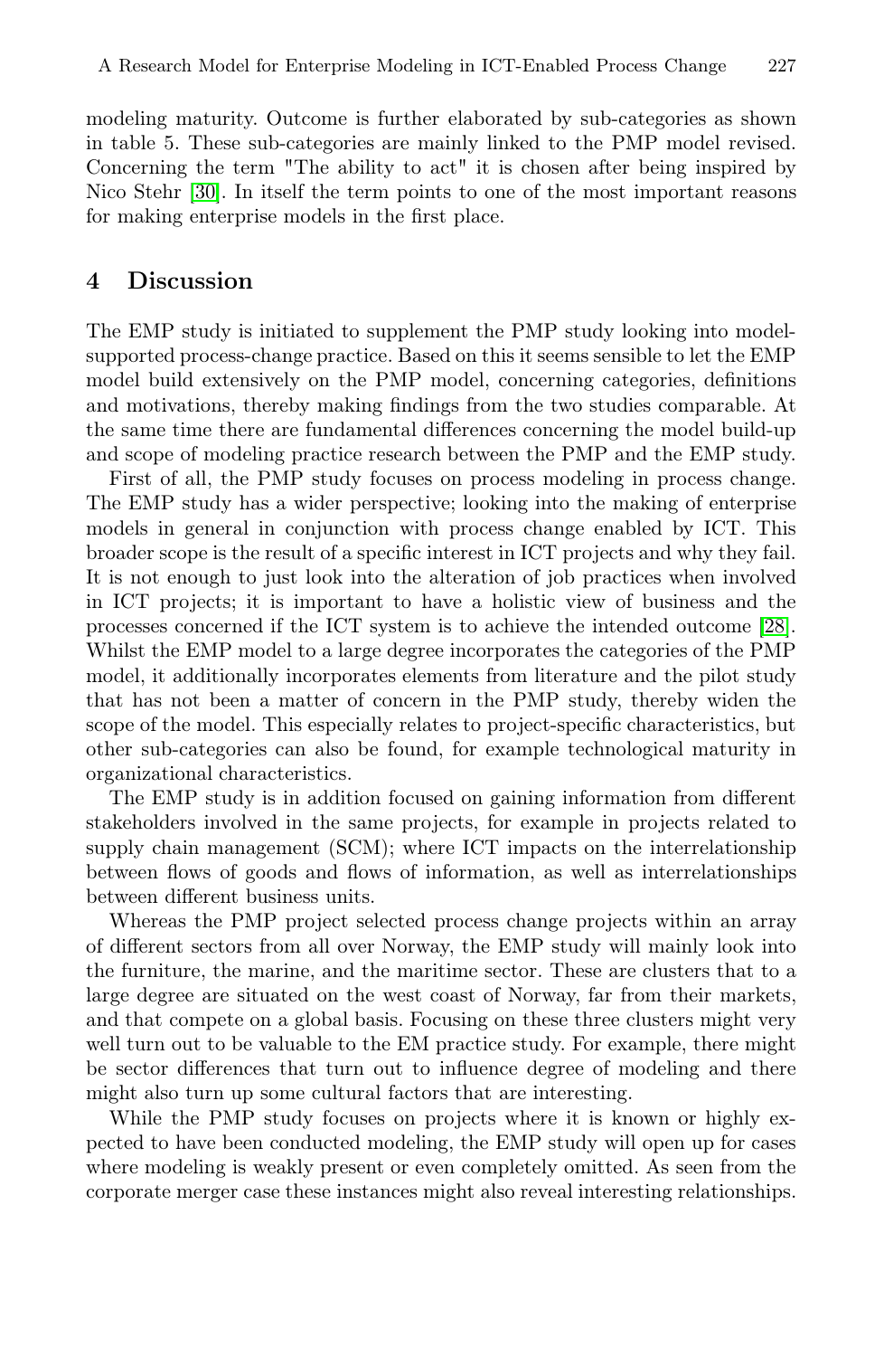modeling maturity. Outcome is further elaborated by sub-categories as shown in table 5. These sub-categories are mainly linked to the PMP model revised. Concerning the term "The ability to act" it is chosen after being inspired by Nico Stehr [30]. In itself the term points to one of the most important reasons for making enterprise models in the first place.

## 4 Discussion

The EMP study is initiated to supplement the PMP study looking into model-supported process-change practice. Based on this it seems sensible to let the EMP model build extensively on the PMP model, concerning categories, definitions and motivations, thereby making findings from the two studies comparable. At the same time there are fundamental differences concerning the model build-up and scope of modeling practice research between the PMP and the EMP study.

First of all, the PMP study focuses on process modeling in process change. The EMP study has a wider perspective; looking into the making of enterprise models in general in conjunction with process change enabled by ICT. This broader scope is the result of a specific interest in ICT projects and why they fail. It is not enough to just look into the alteration of job practices when involved in ICT projects; it is important to have a holistic view of business and the processes concerned if the ICT system is to achieve the intended outcome [28]. Whilst the EMP model to a large degree incorporates the categories of the PMP model, it additionally incorporates elements from literature and the pilot study that has not been a matter of concern in the PMP study, thereby widen the scope of the model. This especially relates to project-specific characteristics, but other sub-categories can also be found, for example technological maturity in organizational characteristics.

The EMP study is in addition focused on gaining information from different stakeholders involved in the same projects, for example in projects related to supply chain management (SCM); where ICT impacts on the interrelationship between flows of goods and flows of information, as well as interrelationships between different business units.

Whereas the PMP project selected process change projects within an array of different sectors from all over Norway, the EMP study will mainly look into the furniture, the marine, and the maritime sector. These are clusters that to a large degree are situated on the west coast of Norway, far from their markets, and that compete on a global basis. Focusing on these three clusters might very well turn out to be valuable to the EM practice study. For example, there might be sector differences that turn out to influence degree of modeling and there might also turn up some cultural factors that are interesting.

While the PMP study focuses on projects where it is known or highly expected to have been conducted modeling, the EMP study will open up for cases where modeling is weakly present or even completely omitted. As seen from the corporate merger case these instances might also reveal interesting relationships.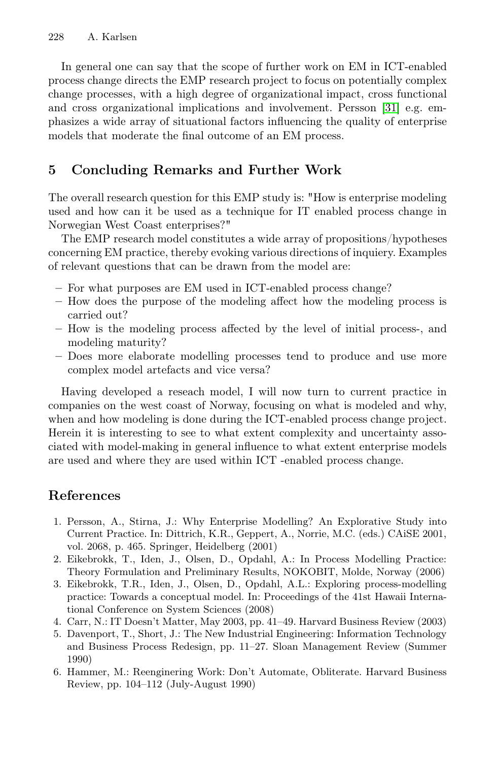In general one can say that the scope of further work on EM in ICT-enabled process change directs the EMP research project to focus on potentially complex change processes, with a high degree of organizational impact, cross functional and cross organizational implications and involvement. Persson [31] e.g. emphasizes a wide array of situational factors influencing the quality of enterprise models that moderate the final outcome of an EM process.

## 5 Concluding Remarks and Further Work

The overall research question for this EMP study is: "How is enterprise modeling used and how can it be used as a technique for IT enabled process change in Norwegian West Coast enterprises?"

The EMP research model constitutes a wide array of propositions/hypotheses concerning EM practice, thereby evoking various directions of inquiery. Examples of relevant questions that can be drawn from the model are:

- For what purposes are EM used in ICT-enabled process change?
- How does the purpose of the modeling affect how the modeling process is carried out?
- How is the modeling process affected by the level of initial process-, and modeling maturity?
- Does more elaborate modelling processes tend to produce and use more complex model artefacts and vice versa?

Having developed a reseach model, I will now turn to current practice in companies on the west coast of Norway, focusing on what is modeled and why, when and how modeling is done during the ICT-enabled process change project. Herein it is interesting to see to what extent complexity and uncertainty associated with model-making in general influence to what extent enterprise models are used and where they are used within ICT -enabled process change.

## References

1. Persson, A., Stirna, J.: Why Enterprise Modelling? An Explorative Study into Current Practice. In: Dittrich, K.R., Geppert, A., Norrie, M.C. (eds.) CAiSE 2001, vol. 2068, p. 465. Springer, Heidelberg (2001)
2. Eikebrokk, T., Iden, J., Olsen, D., Opdahl, A.: In Process Modelling Practice: Theory Formulation and Preliminary Results, NOKOBIT, Molde, Norway (2006)
3. Eikebrokk, T.R., Iden, J., Olsen, D., Opdahl, A.L.: Exploring process-modelling practice: Towards a conceptual model. In: Proceedings of the 41st Hawaii International Conference on System Sciences (2008)
4. Carr, N.: IT Doesn't Matter, May 2003, pp. 41–49. Harvard Business Review (2003)
5. Davenport, T., Short, J.: The New Industrial Engineering: Information Technology and Business Process Redesign, pp. 11–27. Sloan Management Review (Summer 1990)
6. Hammer, M.: Reenginering Work: Don't Automate, Obliterate. Harvard Business Review, pp. 104–112 (July-August 1990)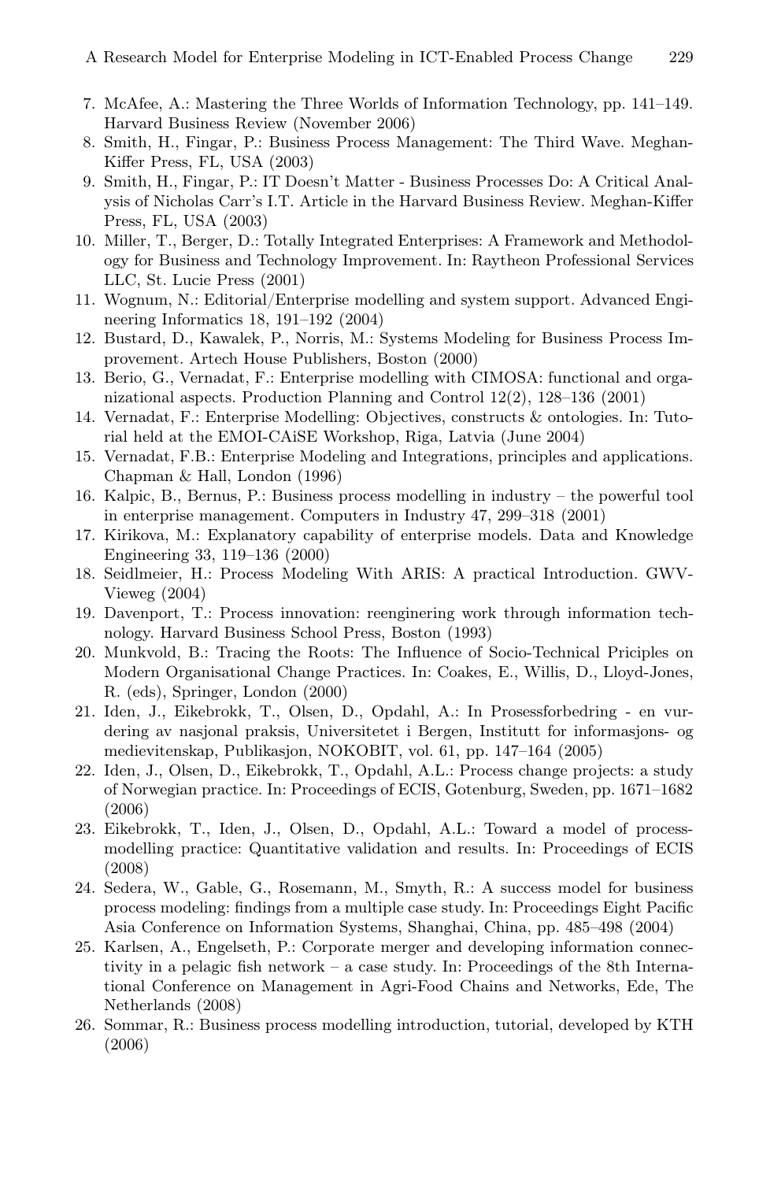7. McAfee, A.: Mastering the Three Worlds of Information Technology, pp. 141–149. Harvard Business Review (November 2006)
8. Smith, H., Fingar, P.: Business Process Management: The Third Wave. Meghan-Kiffer Press, FL, USA (2003)
9. Smith, H., Fingar, P.: IT Doesn't Matter - Business Processes Do: A Critical Analysis of Nicholas Carr's I.T. Article in the Harvard Business Review. Meghan-Kiffer Press, FL, USA (2003)
10. Miller, T., Berger, D.: Totally Integrated Enterprises: A Framework and Methodology for Business and Technology Improvement. In: Raytheon Professional Services LLC, St. Lucie Press (2001)
11. Wognum, N.: Editorial/Enterprise modelling and system support. Advanced Engineering Informatics 18, 191–192 (2004)
12. Bustard, D., Kawalek, P., Norris, M.: Systems Modeling for Business Process Improvement. Artech House Publishers, Boston (2000)
13. Berio, G., Vernadat, F.: Enterprise modelling with CIMOSA: functional and organizational aspects. Production Planning and Control 12(2), 128–136 (2001)
14. Vernadat, F.: Enterprise Modelling: Objectives, constructs & ontologies. In: Tutorial held at the EMOI-CAiSE Workshop, Riga, Latvia (June 2004)
15. Vernadat, F.B.: Enterprise Modeling and Integrations, principles and applications. Chapman & Hall, London (1996)
16. Kalpic, B., Bernus, P.: Business process modelling in industry – the powerful tool in enterprise management. Computers in Industry 47, 299–318 (2001)
17. Kirikova, M.: Explanatory capability of enterprise models. Data and Knowledge Engineering 33, 119–136 (2000)
18. Seidlmeier, H.: Process Modeling With ARIS: A practical Introduction. GWV-Vieweg (2004)
19. Davenport, T.: Process innovation: reenginering work through information technology. Harvard Business School Press, Boston (1993)
20. Munkvold, B.: Tracing the Roots: The Influence of Socio-Technical Priciples on Modern Organisational Change Practices. In: Coakes, E., Willis, D., Lloyd-Jones, R. (eds), Springer, London (2000)
21. Iden, J., Eikebrokk, T., Olsen, D., Opdahl, A.: In Prosessforbedring - en vurdering av nasjonal praksis, Universitetet i Bergen, Institutt for informasjons- og medievitenskap, Publikasjon, NOKOBIT, vol. 61, pp. 147–164 (2005)
22. Iden, J., Olsen, D., Eikebrokk, T., Opdahl, A.L.: Process change projects: a study of Norwegian practice. In: Proceedings of ECIS, Gotenburg, Sweden, pp. 1671–1682 (2006)
23. Eikebrokk, T., Iden, J., Olsen, D., Opdahl, A.L.: Toward a model of process-modelling practice: Quantitative validation and results. In: Proceedings of ECIS (2008)
24. Sedera, W., Gable, G., Rosemann, M., Smyth, R.: A success model for business process modeling: findings from a multiple case study. In: Proceedings Eight Pacific Asia Conference on Information Systems, Shanghai, China, pp. 485–498 (2004)
25. Karlsen, A., Engelseth, P.: Corporate merger and developing information connectivity in a pelagic fish network – a case study. In: Proceedings of the 8th International Conference on Management in Agri-Food Chains and Networks, Ede, The Netherlands (2008)
26. Sommar, R.: Business process modelling introduction, tutorial, developed by KTH (2006)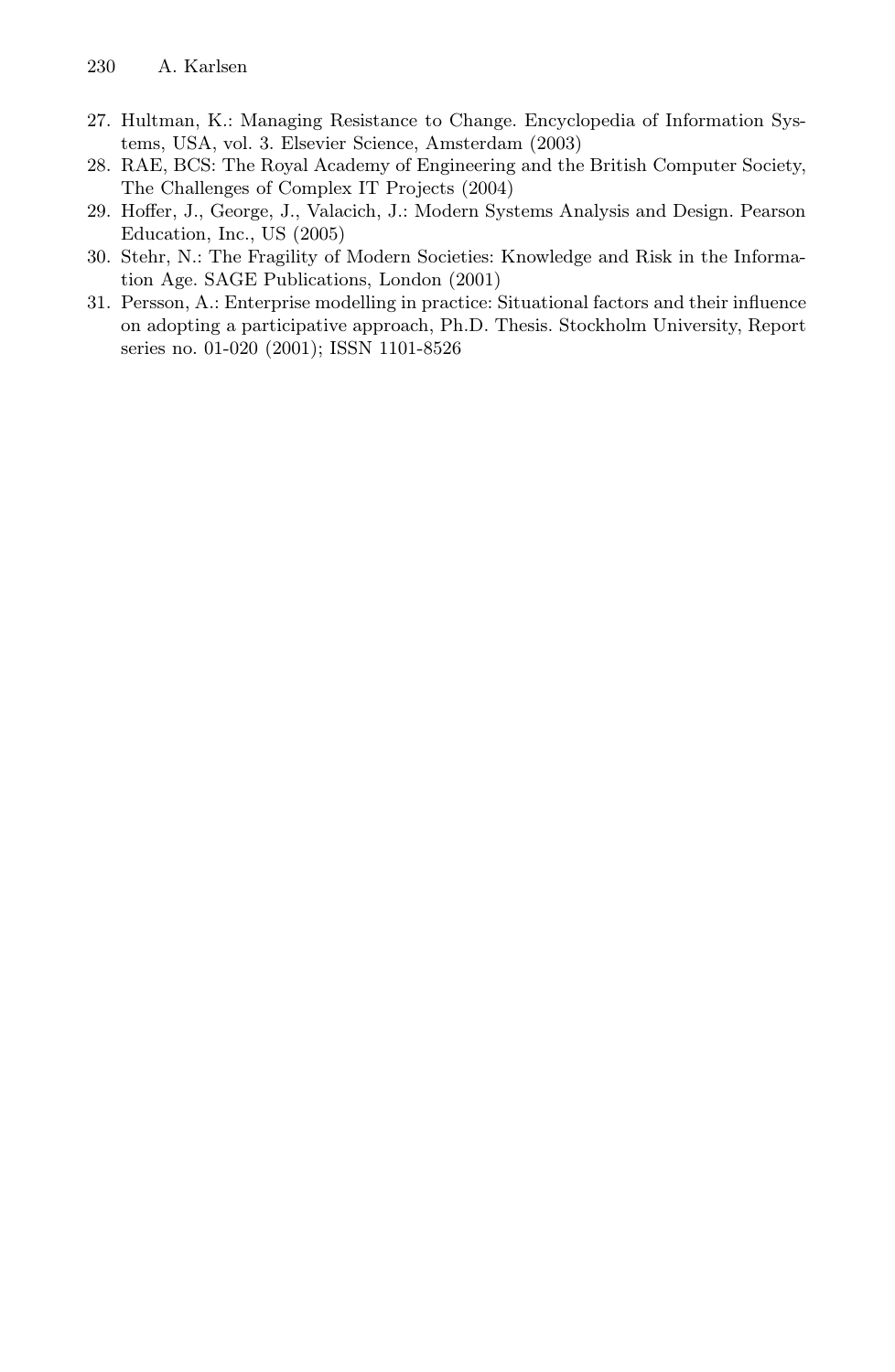27. Hultman, K.: Managing Resistance to Change. Encyclopedia of Information Systems, USA, vol. 3. Elsevier Science, Amsterdam (2003)
28. RAE, BCS: The Royal Academy of Engineering and the British Computer Society, The Challenges of Complex IT Projects (2004)
29. Hoffer, J., George, J., Valacich, J.: Modern Systems Analysis and Design. Pearson Education, Inc., US (2005)
30. Stehr, N.: The Fragility of Modern Societies: Knowledge and Risk in the Information Age. SAGE Publications, London (2001)
31. Persson, A.: Enterprise modelling in practice: Situational factors and their influence on adopting a participative approach, Ph.D. Thesis. Stockholm University, Report series no. 01-020 (2001); ISSN 1101-8526